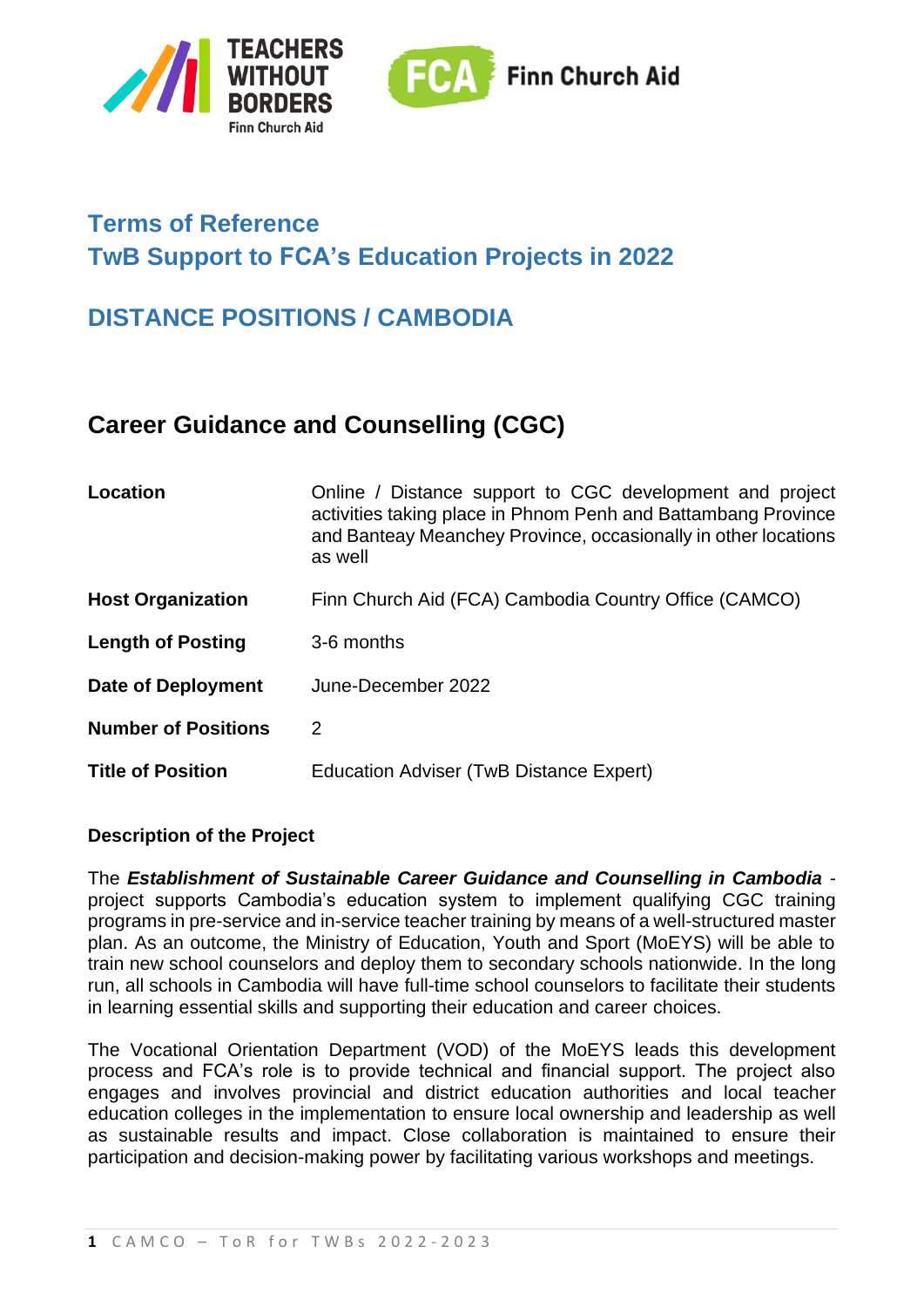# Terms of Reference
# TwB Support to FCA's Education Projects in 2022

## DISTANCE POSITIONS / CAMBODIA

## Career Guidance and Counselling (CGC)

| | |
|---|---|
| **Location** | Online / Distance support to CGC development and project activities taking place in Phnom Penh and Battambang Province and Banteay Meanchey Province, occasionally in other locations as well |
| **Host Organization** | Finn Church Aid (FCA) Cambodia Country Office (CAMCO) |
| **Length of Posting** | 3-6 months |
| **Date of Deployment** | June-December 2022 |
| **Number of Positions** | 2 |
| **Title of Position** | Education Adviser (TwB Distance Expert) |

**Description of the Project**

The ***Establishment of Sustainable Career Guidance and Counselling in Cambodia*** -project supports Cambodia's education system to implement qualifying CGC training programs in pre-service and in-service teacher training by means of a well-structured master plan. As an outcome, the Ministry of Education, Youth and Sport (MoEYS) will be able to train new school counselors and deploy them to secondary schools nationwide. In the long run, all schools in Cambodia will have full-time school counselors to facilitate their students in learning essential skills and supporting their education and career choices.

The Vocational Orientation Department (VOD) of the MoEYS leads this development process and FCA's role is to provide technical and financial support. The project also engages and involves provincial and district education authorities and local teacher education colleges in the implementation to ensure local ownership and leadership as well as sustainable results and impact. Close collaboration is maintained to ensure their participation and decision-making power by facilitating various workshops and meetings.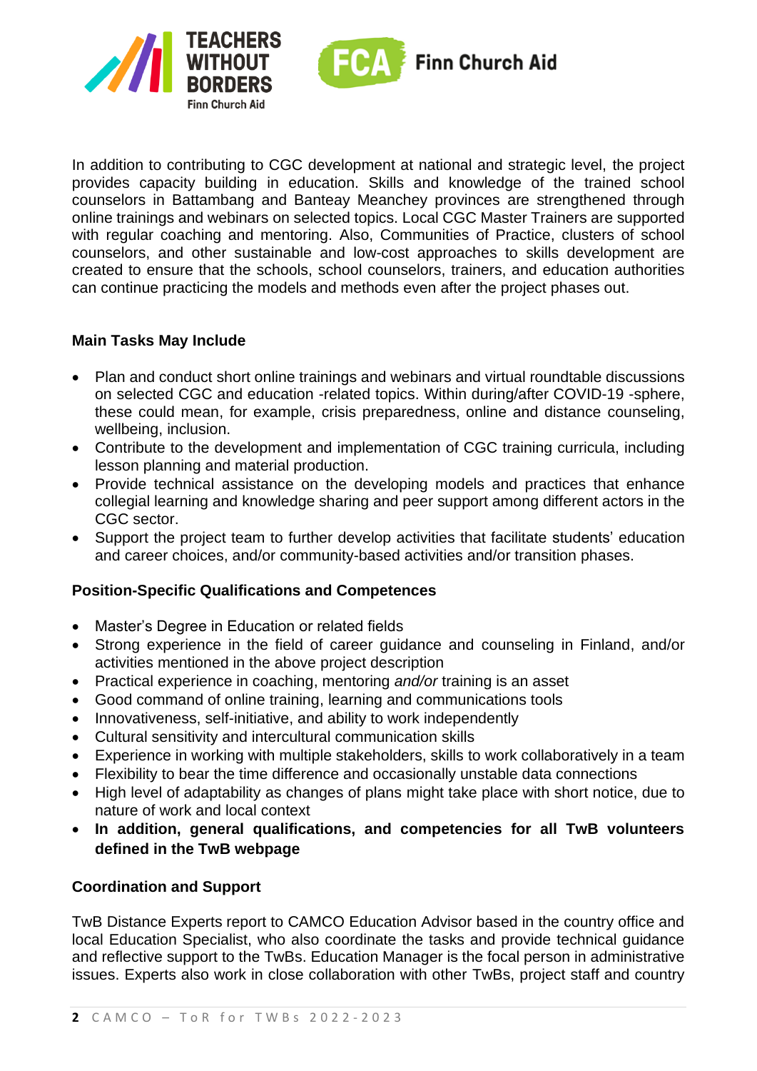In addition to contributing to CGC development at national and strategic level, the project provides capacity building in education. Skills and knowledge of the trained school counselors in Battambang and Banteay Meanchey provinces are strengthened through online trainings and webinars on selected topics. Local CGC Master Trainers are supported with regular coaching and mentoring. Also, Communities of Practice, clusters of school counselors, and other sustainable and low-cost approaches to skills development are created to ensure that the schools, school counselors, trainers, and education authorities can continue practicing the models and methods even after the project phases out.

## Main Tasks May Include

- Plan and conduct short online trainings and webinars and virtual roundtable discussions on selected CGC and education -related topics. Within during/after COVID-19 -sphere, these could mean, for example, crisis preparedness, online and distance counseling, wellbeing, inclusion.
- Contribute to the development and implementation of CGC training curricula, including lesson planning and material production.
- Provide technical assistance on the developing models and practices that enhance collegial learning and knowledge sharing and peer support among different actors in the CGC sector.
- Support the project team to further develop activities that facilitate students' education and career choices, and/or community-based activities and/or transition phases.

## Position-Specific Qualifications and Competences

- Master's Degree in Education or related fields
- Strong experience in the field of career guidance and counseling in Finland, and/or activities mentioned in the above project description
- Practical experience in coaching, mentoring *and/or* training is an asset
- Good command of online training, learning and communications tools
- Innovativeness, self-initiative, and ability to work independently
- Cultural sensitivity and intercultural communication skills
- Experience in working with multiple stakeholders, skills to work collaboratively in a team
- Flexibility to bear the time difference and occasionally unstable data connections
- High level of adaptability as changes of plans might take place with short notice, due to nature of work and local context
- **In addition, general qualifications, and competencies for all TwB volunteers defined in the TwB webpage**

## Coordination and Support

TwB Distance Experts report to CAMCO Education Advisor based in the country office and local Education Specialist, who also coordinate the tasks and provide technical guidance and reflective support to the TwBs. Education Manager is the focal person in administrative issues. Experts also work in close collaboration with other TwBs, project staff and country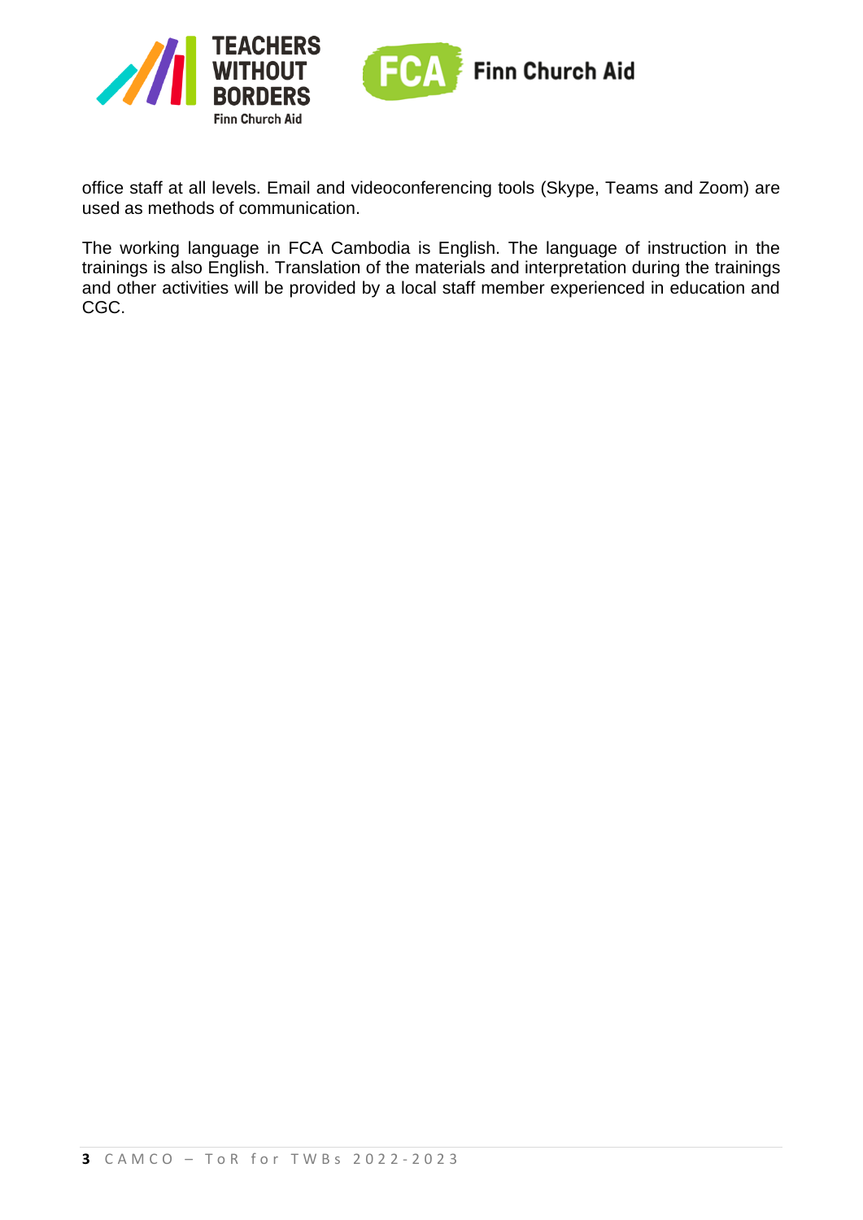office staff at all levels. Email and videoconferencing tools (Skype, Teams and Zoom) are used as methods of communication.

The working language in FCA Cambodia is English. The language of instruction in the trainings is also English. Translation of the materials and interpretation during the trainings and other activities will be provided by a local staff member experienced in education and CGC.